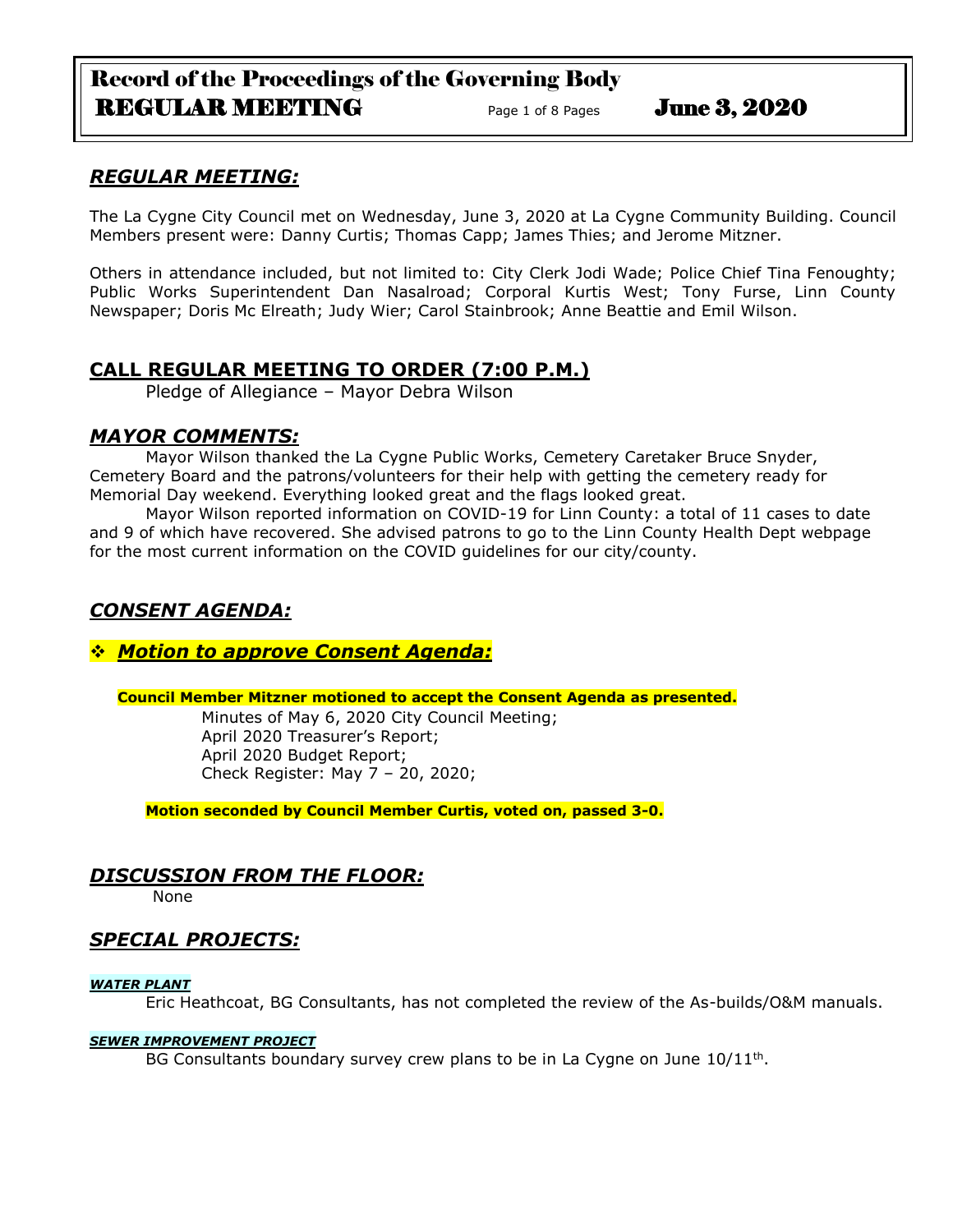## *REGULAR MEETING:*

The La Cygne City Council met on Wednesday, June 3, 2020 at La Cygne Community Building. Council Members present were: Danny Curtis; Thomas Capp; James Thies; and Jerome Mitzner.

Others in attendance included, but not limited to: City Clerk Jodi Wade; Police Chief Tina Fenoughty; Public Works Superintendent Dan Nasalroad; Corporal Kurtis West; Tony Furse, Linn County Newspaper; Doris Mc Elreath; Judy Wier; Carol Stainbrook; Anne Beattie and Emil Wilson.

## CALL REGULAR MEETING TO ORDER (7:00 P.M.)

Pledge of Allegiance – Mayor Debra Wilson

## *MAYOR COMMENTS:*

Mayor Wilson thanked the La Cygne Public Works, Cemetery Caretaker Bruce Snyder, Cemetery Board and the patrons/volunteers for their help with getting the cemetery ready for Memorial Day weekend. Everything looked great and the flags looked great.

Mayor Wilson reported information on COVID-19 for Linn County: a total of 11 cases to date and 9 of which have recovered. She advised patrons to go to the Linn County Health Dept webpage for the most current information on the COVID guidelines for our city/county.

## *CONSENT AGENDA:*

### ❖ *Motion to approve Consent Agenda:*

**Council Member Mitzner motioned to accept the Consent Agenda as presented.**

Minutes of May 6, 2020 City Council Meeting;
April 2020 Treasurer's Report;
April 2020 Budget Report;
Check Register: May 7 – 20, 2020;

**Motion seconded by Council Member Curtis, voted on, passed 3-0.**

## *DISCUSSION FROM THE FLOOR:*

None

## *SPECIAL PROJECTS:*

***WATER PLANT***

Eric Heathcoat, BG Consultants, has not completed the review of the As-builds/O&M manuals.

***SEWER IMPROVEMENT PROJECT***

BG Consultants boundary survey crew plans to be in La Cygne on June 10/11th.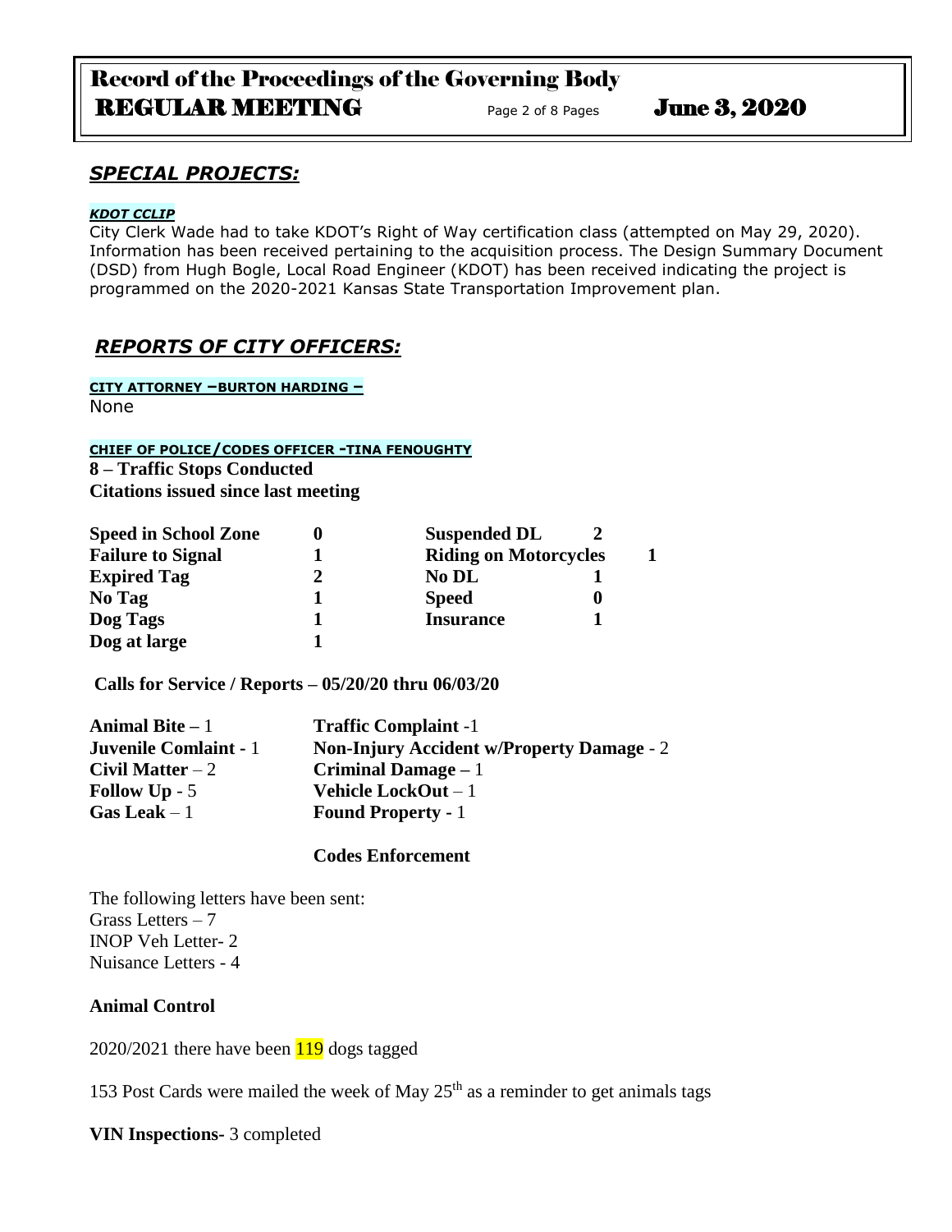## *SPECIAL PROJECTS:*

***KDOT CCLIP***

City Clerk Wade had to take KDOT's Right of Way certification class (attempted on May 29, 2020). Information has been received pertaining to the acquisition process. The Design Summary Document (DSD) from Hugh Bogle, Local Road Engineer (KDOT) has been received indicating the project is programmed on the 2020-2021 Kansas State Transportation Improvement plan.

## *REPORTS OF CITY OFFICERS:*

**CITY ATTORNEY –BURTON HARDING –**

None

**CHIEF OF POLICE/CODES OFFICER -TINA FENOUGHTY**

**8 – Traffic Stops Conducted**

**Citations issued since last meeting**

| | | | |
|---|---|---|---|
| **Speed in School Zone** | **0** | **Suspended DL** | **2** |
| **Failure to Signal** | **1** | **Riding on Motorcycles** | **1** |
| **Expired Tag** | **2** | **No DL** | **1** |
| **No Tag** | **1** | **Speed** | **0** |
| **Dog Tags** | **1** | **Insurance** | **1** |
| **Dog at large** | **1** | | |

**Calls for Service / Reports – 05/20/20 thru 06/03/20**

| | |
|---|---|
| **Animal Bite** – 1 | **Traffic Complaint** -1 |
| **Juvenile Comlaint** - 1 | **Non-Injury Accident w/Property Damage** - 2 |
| **Civil Matter** – 2 | **Criminal Damage** – 1 |
| **Follow Up** - 5 | **Vehicle LockOut** – 1 |
| **Gas Leak** – 1 | **Found Property** - 1 |

**Codes Enforcement**

The following letters have been sent:
Grass Letters – 7
INOP Veh Letter- 2
Nuisance Letters - 4

**Animal Control**

2020/2021 there have been 119 dogs tagged

153 Post Cards were mailed the week of May 25th as a reminder to get animals tags

**VIN Inspections-** 3 completed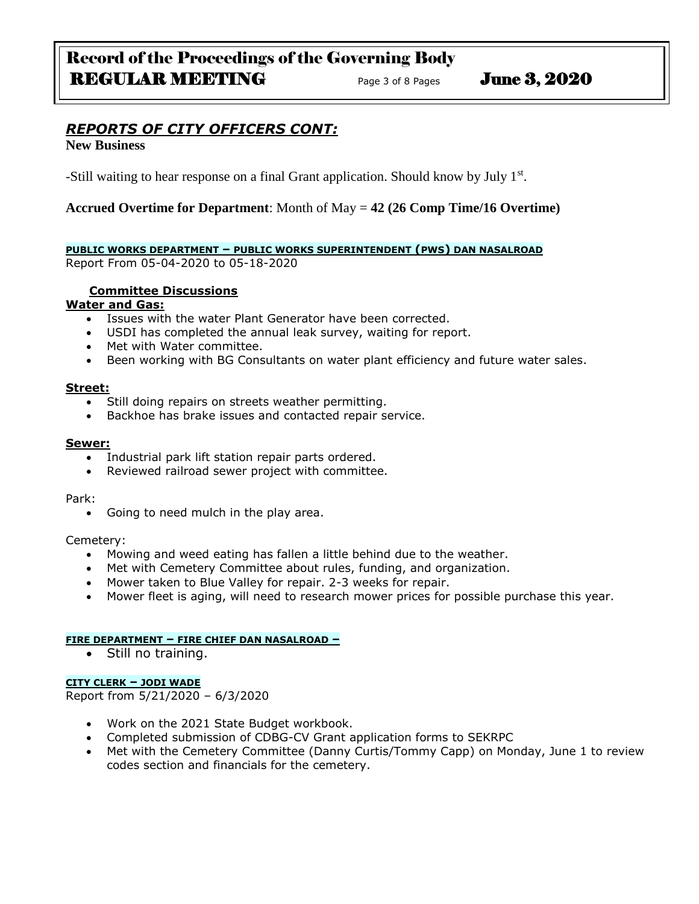## *REPORTS OF CITY OFFICERS CONT:*

**New Business**

-Still waiting to hear response on a final Grant application. Should know by July 1st.

**Accrued Overtime for Department**: Month of May = **42 (26 Comp Time/16 Overtime)**

**PUBLIC WORKS DEPARTMENT – PUBLIC WORKS SUPERINTENDENT (PWS) DAN NASALROAD**

Report From 05-04-2020 to 05-18-2020

**Committee Discussions**

**Water and Gas:**

- Issues with the water Plant Generator have been corrected.
- USDI has completed the annual leak survey, waiting for report.
- Met with Water committee.
- Been working with BG Consultants on water plant efficiency and future water sales.

**Street:**

- Still doing repairs on streets weather permitting.
- Backhoe has brake issues and contacted repair service.

**Sewer:**

- Industrial park lift station repair parts ordered.
- Reviewed railroad sewer project with committee.

Park:

- Going to need mulch in the play area.

Cemetery:

- Mowing and weed eating has fallen a little behind due to the weather.
- Met with Cemetery Committee about rules, funding, and organization.
- Mower taken to Blue Valley for repair. 2-3 weeks for repair.
- Mower fleet is aging, will need to research mower prices for possible purchase this year.

**FIRE DEPARTMENT – FIRE CHIEF DAN NASALROAD –**

- Still no training.

**CITY CLERK – JODI WADE**

Report from 5/21/2020 – 6/3/2020

- Work on the 2021 State Budget workbook.
- Completed submission of CDBG-CV Grant application forms to SEKRPC
- Met with the Cemetery Committee (Danny Curtis/Tommy Capp) on Monday, June 1 to review codes section and financials for the cemetery.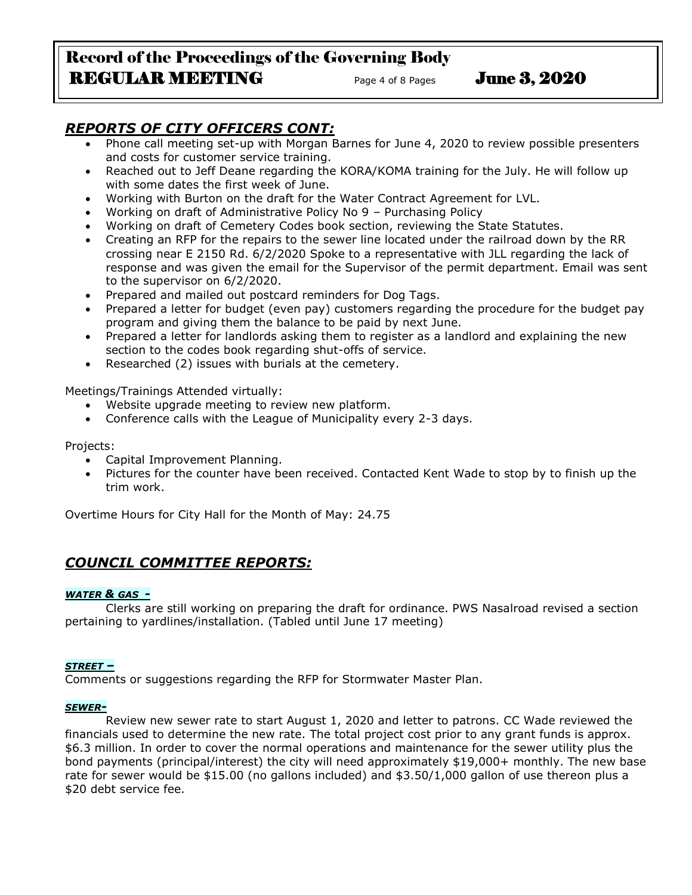## *REPORTS OF CITY OFFICERS CONT:*

- Phone call meeting set-up with Morgan Barnes for June 4, 2020 to review possible presenters and costs for customer service training.
- Reached out to Jeff Deane regarding the KORA/KOMA training for the July. He will follow up with some dates the first week of June.
- Working with Burton on the draft for the Water Contract Agreement for LVL.
- Working on draft of Administrative Policy No 9 – Purchasing Policy
- Working on draft of Cemetery Codes book section, reviewing the State Statutes.
- Creating an RFP for the repairs to the sewer line located under the railroad down by the RR crossing near E 2150 Rd. 6/2/2020 Spoke to a representative with JLL regarding the lack of response and was given the email for the Supervisor of the permit department. Email was sent to the supervisor on 6/2/2020.
- Prepared and mailed out postcard reminders for Dog Tags.
- Prepared a letter for budget (even pay) customers regarding the procedure for the budget pay program and giving them the balance to be paid by next June.
- Prepared a letter for landlords asking them to register as a landlord and explaining the new section to the codes book regarding shut-offs of service.
- Researched (2) issues with burials at the cemetery.

Meetings/Trainings Attended virtually:

- Website upgrade meeting to review new platform.
- Conference calls with the League of Municipality every 2-3 days.

Projects:

- Capital Improvement Planning.
- Pictures for the counter have been received. Contacted Kent Wade to stop by to finish up the trim work.

Overtime Hours for City Hall for the Month of May: 24.75

## *COUNCIL COMMITTEE REPORTS:*

***WATER & GAS -***

Clerks are still working on preparing the draft for ordinance. PWS Nasalroad revised a section pertaining to yardlines/installation. (Tabled until June 17 meeting)

***STREET –***

Comments or suggestions regarding the RFP for Stormwater Master Plan.

***SEWER-***

Review new sewer rate to start August 1, 2020 and letter to patrons. CC Wade reviewed the financials used to determine the new rate. The total project cost prior to any grant funds is approx. $6.3 million. In order to cover the normal operations and maintenance for the sewer utility plus the bond payments (principal/interest) the city will need approximately $19,000+ monthly. The new base rate for sewer would be $15.00 (no gallons included) and $3.50/1,000 gallon of use thereon plus a $20 debt service fee.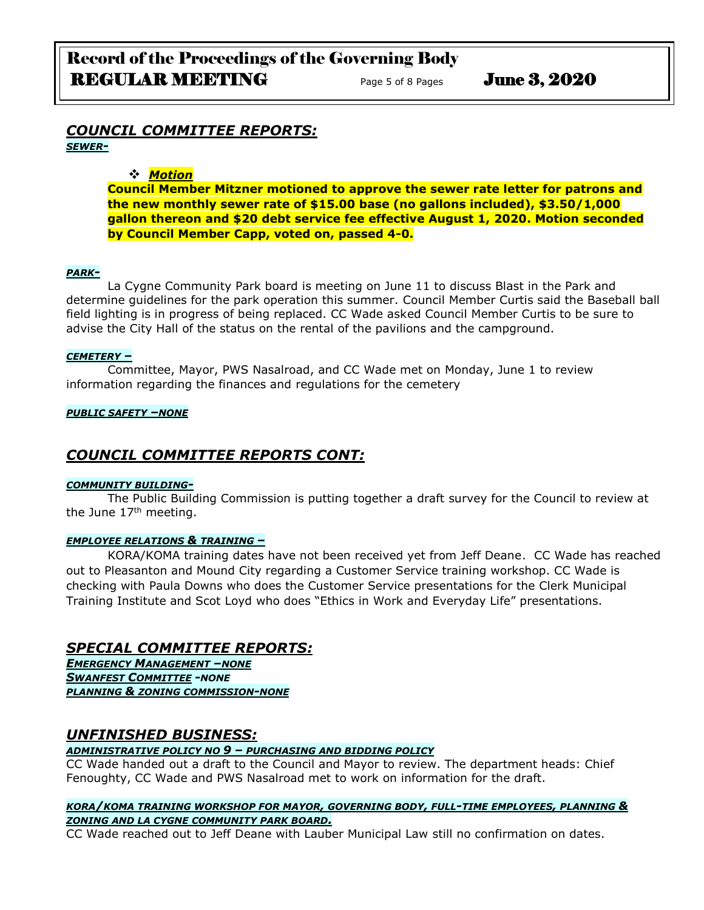## *COUNCIL COMMITTEE REPORTS:*

***SEWER-***

- ***Motion***

**Council Member Mitzner motioned to approve the sewer rate letter for patrons and the new monthly sewer rate of $15.00 base (no gallons included), $3.50/1,000 gallon thereon and $20 debt service fee effective August 1, 2020. Motion seconded by Council Member Capp, voted on, passed 4-0.**

***PARK-***

La Cygne Community Park board is meeting on June 11 to discuss Blast in the Park and determine guidelines for the park operation this summer. Council Member Curtis said the Baseball ball field lighting is in progress of being replaced. CC Wade asked Council Member Curtis to be sure to advise the City Hall of the status on the rental of the pavilions and the campground.

***CEMETERY –***

Committee, Mayor, PWS Nasalroad, and CC Wade met on Monday, June 1 to review information regarding the finances and regulations for the cemetery

***PUBLIC SAFETY –NONE***

## *COUNCIL COMMITTEE REPORTS CONT:*

***COMMUNITY BUILDING-***

The Public Building Commission is putting together a draft survey for the Council to review at the June 17th meeting.

***EMPLOYEE RELATIONS & TRAINING –***

KORA/KOMA training dates have not been received yet from Jeff Deane. CC Wade has reached out to Pleasanton and Mound City regarding a Customer Service training workshop. CC Wade is checking with Paula Downs who does the Customer Service presentations for the Clerk Municipal Training Institute and Scot Loyd who does "Ethics in Work and Everyday Life" presentations.

## *SPECIAL COMMITTEE REPORTS:*

***EMERGENCY MANAGEMENT –NONE***
***SWANFEST COMMITTEE -NONE***
***PLANNING & ZONING COMMISSION-NONE***

## *UNFINISHED BUSINESS:*

***ADMINISTRATIVE POLICY NO 9 – PURCHASING AND BIDDING POLICY***

CC Wade handed out a draft to the Council and Mayor to review. The department heads: Chief Fenoughty, CC Wade and PWS Nasalroad met to work on information for the draft.

***KORA/KOMA TRAINING WORKSHOP FOR MAYOR, GOVERNING BODY, FULL-TIME EMPLOYEES, PLANNING & ZONING AND LA CYGNE COMMUNITY PARK BOARD.***

CC Wade reached out to Jeff Deane with Lauber Municipal Law still no confirmation on dates.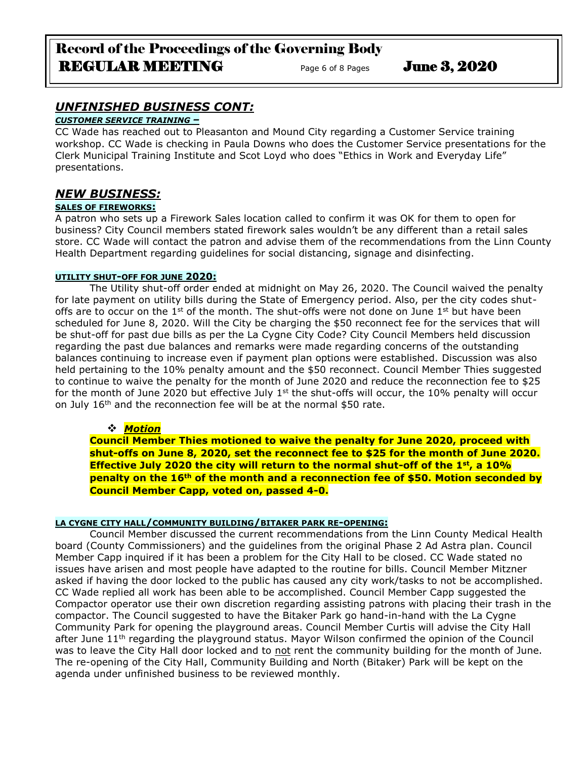## *UNFINISHED BUSINESS CONT:*

***CUSTOMER SERVICE TRAINING –***

CC Wade has reached out to Pleasanton and Mound City regarding a Customer Service training workshop. CC Wade is checking in Paula Downs who does the Customer Service presentations for the Clerk Municipal Training Institute and Scot Loyd who does "Ethics in Work and Everyday Life" presentations.

## *NEW BUSINESS:*

**SALES OF FIREWORKS:**

A patron who sets up a Firework Sales location called to confirm it was OK for them to open for business? City Council members stated firework sales wouldn't be any different than a retail sales store. CC Wade will contact the patron and advise them of the recommendations from the Linn County Health Department regarding guidelines for social distancing, signage and disinfecting.

**UTILITY SHUT-OFF FOR JUNE 2020:**

The Utility shut-off order ended at midnight on May 26, 2020. The Council waived the penalty for late payment on utility bills during the State of Emergency period. Also, per the city codes shut-offs are to occur on the 1st of the month. The shut-offs were not done on June 1st but have been scheduled for June 8, 2020. Will the City be charging the $50 reconnect fee for the services that will be shut-off for past due bills as per the La Cygne City Code? City Council Members held discussion regarding the past due balances and remarks were made regarding concerns of the outstanding balances continuing to increase even if payment plan options were established. Discussion was also held pertaining to the 10% penalty amount and the $50 reconnect. Council Member Thies suggested to continue to waive the penalty for the month of June 2020 and reduce the reconnection fee to $25 for the month of June 2020 but effective July 1st the shut-offs will occur, the 10% penalty will occur on July 16th and the reconnection fee will be at the normal $50 rate.

- ***Motion***

  **Council Member Thies motioned to waive the penalty for June 2020, proceed with shut-offs on June 8, 2020, set the reconnect fee to $25 for the month of June 2020. Effective July 2020 the city will return to the normal shut-off of the 1st, a 10% penalty on the 16th of the month and a reconnection fee of $50. Motion seconded by Council Member Capp, voted on, passed 4-0.**

**LA CYGNE CITY HALL/COMMUNITY BUILDING/BITAKER PARK RE-OPENING:**

Council Member discussed the current recommendations from the Linn County Medical Health board (County Commissioners) and the guidelines from the original Phase 2 Ad Astra plan. Council Member Capp inquired if it has been a problem for the City Hall to be closed. CC Wade stated no issues have arisen and most people have adapted to the routine for bills. Council Member Mitzner asked if having the door locked to the public has caused any city work/tasks to not be accomplished. CC Wade replied all work has been able to be accomplished. Council Member Capp suggested the Compactor operator use their own discretion regarding assisting patrons with placing their trash in the compactor. The Council suggested to have the Bitaker Park go hand-in-hand with the La Cygne Community Park for opening the playground areas. Council Member Curtis will advise the City Hall after June 11th regarding the playground status. Mayor Wilson confirmed the opinion of the Council was to leave the City Hall door locked and to not rent the community building for the month of June. The re-opening of the City Hall, Community Building and North (Bitaker) Park will be kept on the agenda under unfinished business to be reviewed monthly.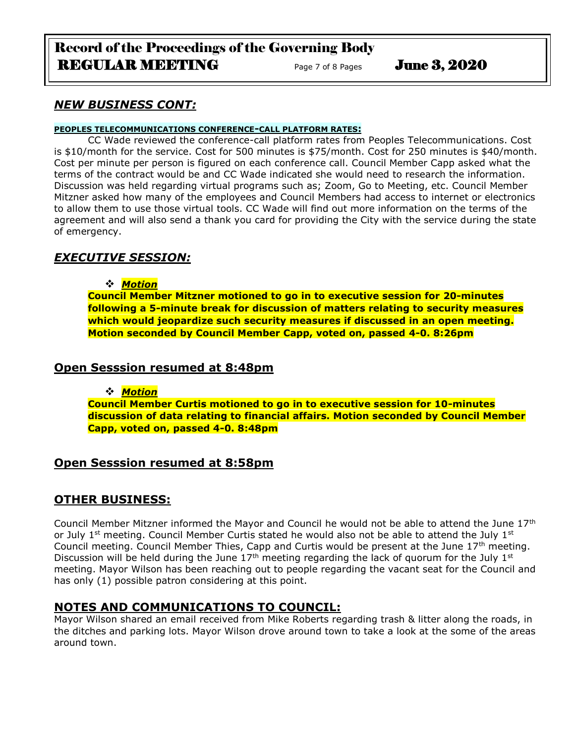## *NEW BUSINESS CONT:*

**PEOPLES TELECOMMUNICATIONS CONFERENCE-CALL PLATFORM RATES:**

CC Wade reviewed the conference-call platform rates from Peoples Telecommunications. Cost is $10/month for the service. Cost for 500 minutes is $75/month. Cost for 250 minutes is $40/month. Cost per minute per person is figured on each conference call. Council Member Capp asked what the terms of the contract would be and CC Wade indicated she would need to research the information. Discussion was held regarding virtual programs such as; Zoom, Go to Meeting, etc. Council Member Mitzner asked how many of the employees and Council Members had access to internet or electronics to allow them to use those virtual tools. CC Wade will find out more information on the terms of the agreement and will also send a thank you card for providing the City with the service during the state of emergency.

## *EXECUTIVE SESSION:*

- ***Motion***

**Council Member Mitzner motioned to go in to executive session for 20-minutes following a 5-minute break for discussion of matters relating to security measures which would jeopardize such security measures if discussed in an open meeting. Motion seconded by Council Member Capp, voted on, passed 4-0. 8:26pm**

## Open Sesssion resumed at 8:48pm

- ***Motion***

**Council Member Curtis motioned to go in to executive session for 10-minutes discussion of data relating to financial affairs. Motion seconded by Council Member Capp, voted on, passed 4-0. 8:48pm**

## Open Sesssion resumed at 8:58pm

## OTHER BUSINESS:

Council Member Mitzner informed the Mayor and Council he would not be able to attend the June 17th or July 1st meeting. Council Member Curtis stated he would also not be able to attend the July 1st Council meeting. Council Member Thies, Capp and Curtis would be present at the June 17th meeting. Discussion will be held during the June 17th meeting regarding the lack of quorum for the July 1st meeting. Mayor Wilson has been reaching out to people regarding the vacant seat for the Council and has only (1) possible patron considering at this point.

## NOTES AND COMMUNICATIONS TO COUNCIL:

Mayor Wilson shared an email received from Mike Roberts regarding trash & litter along the roads, in the ditches and parking lots. Mayor Wilson drove around town to take a look at the some of the areas around town.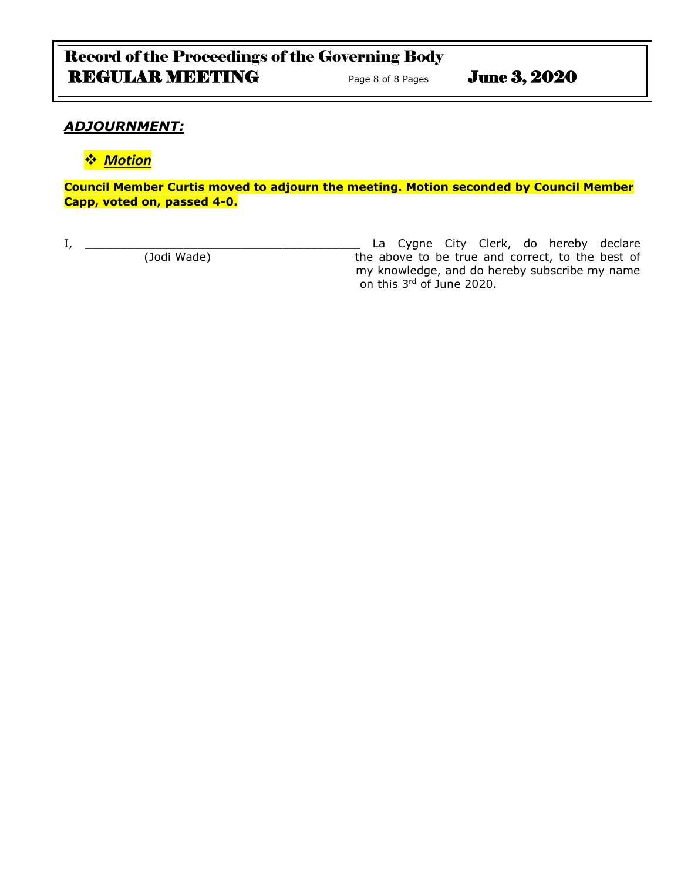## *ADJOURNMENT:*

❖ ***Motion***

**Council Member Curtis moved to adjourn the meeting. Motion seconded by Council Member Capp, voted on, passed 4-0.**

I, ________________________________________ La Cygne City Clerk, do hereby declare the above to be true and correct, to the best of my knowledge, and do hereby subscribe my name on this 3rd of June 2020.

(Jodi Wade)